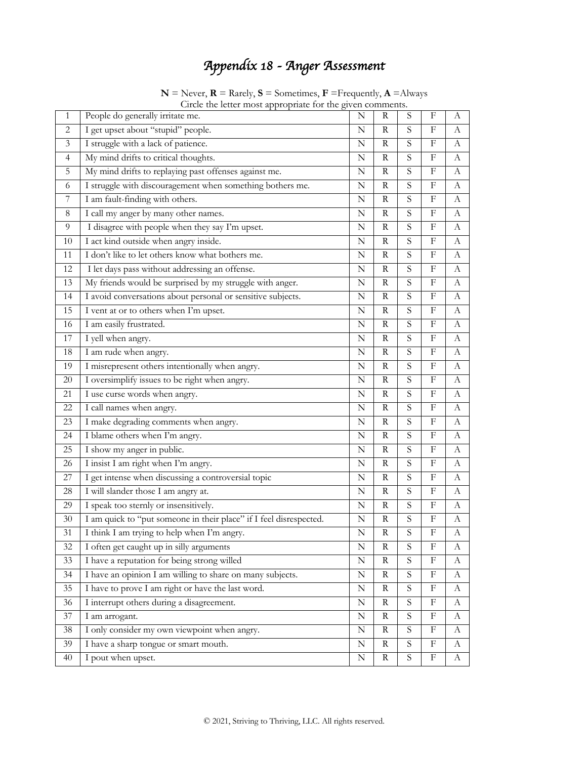# *Appendix 18 - Anger Assessment*

**N** = Never, **R** = Rarely, **S** = Sometimes, **F** =Frequently, **A** =Always
Circle the letter most appropriate for the given comments.

| # | Statement | N | R | S | F | A |
|---|---|---|---|---|---|---|
| 1 | People do generally irritate me. | N | R | S | F | A |
| 2 | I get upset about "stupid" people. | N | R | S | F | A |
| 3 | I struggle with a lack of patience. | N | R | S | F | A |
| 4 | My mind drifts to critical thoughts. | N | R | S | F | A |
| 5 | My mind drifts to replaying past offenses against me. | N | R | S | F | A |
| 6 | I struggle with discouragement when something bothers me. | N | R | S | F | A |
| 7 | I am fault-finding with others. | N | R | S | F | A |
| 8 | I call my anger by many other names. | N | R | S | F | A |
| 9 | I disagree with people when they say I'm upset. | N | R | S | F | A |
| 10 | I act kind outside when angry inside. | N | R | S | F | A |
| 11 | I don't like to let others know what bothers me. | N | R | S | F | A |
| 12 | I let days pass without addressing an offense. | N | R | S | F | A |
| 13 | My friends would be surprised by my struggle with anger. | N | R | S | F | A |
| 14 | I avoid conversations about personal or sensitive subjects. | N | R | S | F | A |
| 15 | I vent at or to others when I'm upset. | N | R | S | F | A |
| 16 | I am easily frustrated. | N | R | S | F | A |
| 17 | I yell when angry. | N | R | S | F | A |
| 18 | I am rude when angry. | N | R | S | F | A |
| 19 | I misrepresent others intentionally when angry. | N | R | S | F | A |
| 20 | I oversimplify issues to be right when angry. | N | R | S | F | A |
| 21 | I use curse words when angry. | N | R | S | F | A |
| 22 | I call names when angry. | N | R | S | F | A |
| 23 | I make degrading comments when angry. | N | R | S | F | A |
| 24 | I blame others when I'm angry. | N | R | S | F | A |
| 25 | I show my anger in public. | N | R | S | F | A |
| 26 | I insist I am right when I'm angry. | N | R | S | F | A |
| 27 | I get intense when discussing a controversial topic | N | R | S | F | A |
| 28 | I will slander those I am angry at. | N | R | S | F | A |
| 29 | I speak too sternly or insensitively. | N | R | S | F | A |
| 30 | I am quick to "put someone in their place" if I feel disrespected. | N | R | S | F | A |
| 31 | I think I am trying to help when I'm angry. | N | R | S | F | A |
| 32 | I often get caught up in silly arguments | N | R | S | F | A |
| 33 | I have a reputation for being strong willed | N | R | S | F | A |
| 34 | I have an opinion I am willing to share on many subjects. | N | R | S | F | A |
| 35 | I have to prove I am right or have the last word. | N | R | S | F | A |
| 36 | I interrupt others during a disagreement. | N | R | S | F | A |
| 37 | I am arrogant. | N | R | S | F | A |
| 38 | I only consider my own viewpoint when angry. | N | R | S | F | A |
| 39 | I have a sharp tongue or smart mouth. | N | R | S | F | A |
| 40 | I pout when upset. | N | R | S | F | A |

© 2021, Striving to Thriving, LLC. All rights reserved.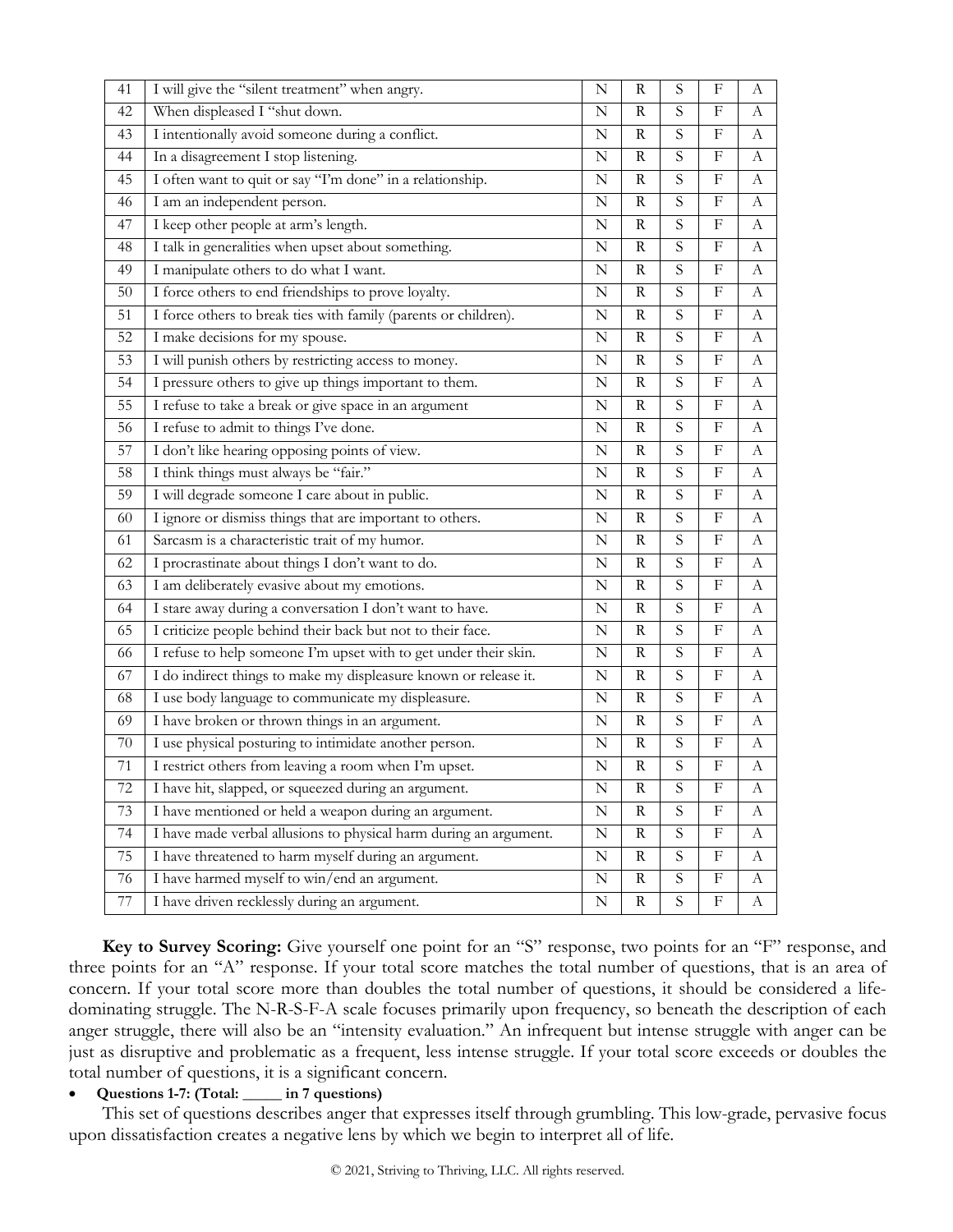| 41 | I will give the "silent treatment" when angry. | N | R | S | F | A |
|---|---|---|---|---|---|---|
| 42 | When displeased I "shut down. | N | R | S | F | A |
| 43 | I intentionally avoid someone during a conflict. | N | R | S | F | A |
| 44 | In a disagreement I stop listening. | N | R | S | F | A |
| 45 | I often want to quit or say "I'm done" in a relationship. | N | R | S | F | A |
| 46 | I am an independent person. | N | R | S | F | A |
| 47 | I keep other people at arm's length. | N | R | S | F | A |
| 48 | I talk in generalities when upset about something. | N | R | S | F | A |
| 49 | I manipulate others to do what I want. | N | R | S | F | A |
| 50 | I force others to end friendships to prove loyalty. | N | R | S | F | A |
| 51 | I force others to break ties with family (parents or children). | N | R | S | F | A |
| 52 | I make decisions for my spouse. | N | R | S | F | A |
| 53 | I will punish others by restricting access to money. | N | R | S | F | A |
| 54 | I pressure others to give up things important to them. | N | R | S | F | A |
| 55 | I refuse to take a break or give space in an argument | N | R | S | F | A |
| 56 | I refuse to admit to things I've done. | N | R | S | F | A |
| 57 | I don't like hearing opposing points of view. | N | R | S | F | A |
| 58 | I think things must always be "fair." | N | R | S | F | A |
| 59 | I will degrade someone I care about in public. | N | R | S | F | A |
| 60 | I ignore or dismiss things that are important to others. | N | R | S | F | A |
| 61 | Sarcasm is a characteristic trait of my humor. | N | R | S | F | A |
| 62 | I procrastinate about things I don't want to do. | N | R | S | F | A |
| 63 | I am deliberately evasive about my emotions. | N | R | S | F | A |
| 64 | I stare away during a conversation I don't want to have. | N | R | S | F | A |
| 65 | I criticize people behind their back but not to their face. | N | R | S | F | A |
| 66 | I refuse to help someone I'm upset with to get under their skin. | N | R | S | F | A |
| 67 | I do indirect things to make my displeasure known or release it. | N | R | S | F | A |
| 68 | I use body language to communicate my displeasure. | N | R | S | F | A |
| 69 | I have broken or thrown things in an argument. | N | R | S | F | A |
| 70 | I use physical posturing to intimidate another person. | N | R | S | F | A |
| 71 | I restrict others from leaving a room when I'm upset. | N | R | S | F | A |
| 72 | I have hit, slapped, or squeezed during an argument. | N | R | S | F | A |
| 73 | I have mentioned or held a weapon during an argument. | N | R | S | F | A |
| 74 | I have made verbal allusions to physical harm during an argument. | N | R | S | F | A |
| 75 | I have threatened to harm myself during an argument. | N | R | S | F | A |
| 76 | I have harmed myself to win/end an argument. | N | R | S | F | A |
| 77 | I have driven recklessly during an argument. | N | R | S | F | A |

**Key to Survey Scoring:** Give yourself one point for an "S" response, two points for an "F" response, and three points for an "A" response. If your total score matches the total number of questions, that is an area of concern. If your total score more than doubles the total number of questions, it should be considered a life-dominating struggle. The N-R-S-F-A scale focuses primarily upon frequency, so beneath the description of each anger struggle, there will also be an "intensity evaluation." An infrequent but intense struggle with anger can be just as disruptive and problematic as a frequent, less intense struggle. If your total score exceeds or doubles the total number of questions, it is a significant concern.

- **Questions 1-7: (Total: _____ in 7 questions)**

This set of questions describes anger that expresses itself through grumbling. This low-grade, pervasive focus upon dissatisfaction creates a negative lens by which we begin to interpret all of life.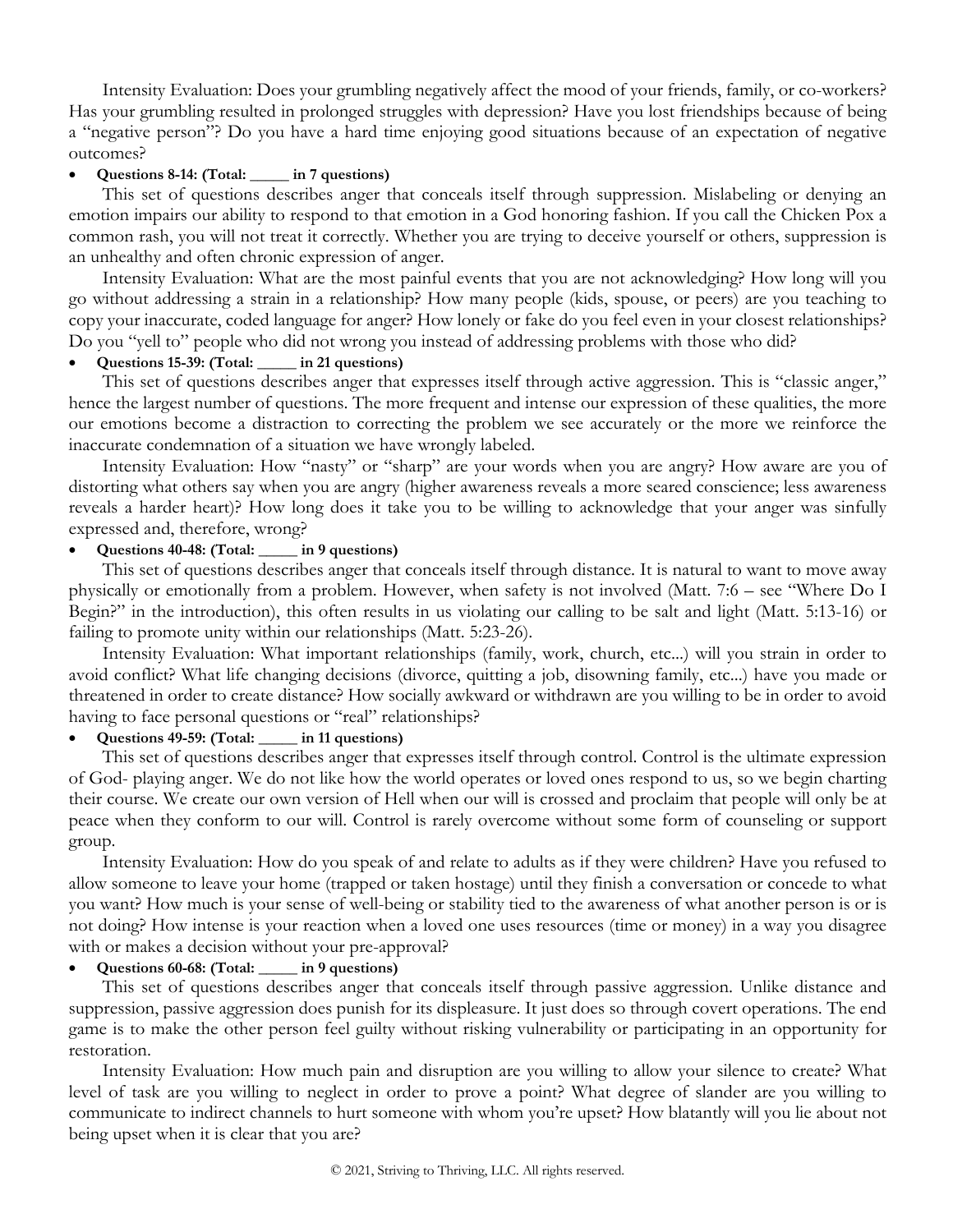Intensity Evaluation: Does your grumbling negatively affect the mood of your friends, family, or co-workers? Has your grumbling resulted in prolonged struggles with depression? Have you lost friendships because of being a "negative person"? Do you have a hard time enjoying good situations because of an expectation of negative outcomes?

- **Questions 8-14: (Total: _____ in 7 questions)**

This set of questions describes anger that conceals itself through suppression. Mislabeling or denying an emotion impairs our ability to respond to that emotion in a God honoring fashion. If you call the Chicken Pox a common rash, you will not treat it correctly. Whether you are trying to deceive yourself or others, suppression is an unhealthy and often chronic expression of anger.

Intensity Evaluation: What are the most painful events that you are not acknowledging? How long will you go without addressing a strain in a relationship? How many people (kids, spouse, or peers) are you teaching to copy your inaccurate, coded language for anger? How lonely or fake do you feel even in your closest relationships? Do you "yell to" people who did not wrong you instead of addressing problems with those who did?

- **Questions 15-39: (Total: _____ in 21 questions)**

This set of questions describes anger that expresses itself through active aggression. This is "classic anger," hence the largest number of questions. The more frequent and intense our expression of these qualities, the more our emotions become a distraction to correcting the problem we see accurately or the more we reinforce the inaccurate condemnation of a situation we have wrongly labeled.

Intensity Evaluation: How "nasty" or "sharp" are your words when you are angry? How aware are you of distorting what others say when you are angry (higher awareness reveals a more seared conscience; less awareness reveals a harder heart)? How long does it take you to be willing to acknowledge that your anger was sinfully expressed and, therefore, wrong?

- **Questions 40-48: (Total: _____ in 9 questions)**

This set of questions describes anger that conceals itself through distance. It is natural to want to move away physically or emotionally from a problem. However, when safety is not involved (Matt. 7:6 – see "Where Do I Begin?" in the introduction), this often results in us violating our calling to be salt and light (Matt. 5:13-16) or failing to promote unity within our relationships (Matt. 5:23-26).

Intensity Evaluation: What important relationships (family, work, church, etc...) will you strain in order to avoid conflict? What life changing decisions (divorce, quitting a job, disowning family, etc...) have you made or threatened in order to create distance? How socially awkward or withdrawn are you willing to be in order to avoid having to face personal questions or "real" relationships?

- **Questions 49-59: (Total: _____ in 11 questions)**

This set of questions describes anger that expresses itself through control. Control is the ultimate expression of God- playing anger. We do not like how the world operates or loved ones respond to us, so we begin charting their course. We create our own version of Hell when our will is crossed and proclaim that people will only be at peace when they conform to our will. Control is rarely overcome without some form of counseling or support group.

Intensity Evaluation: How do you speak of and relate to adults as if they were children? Have you refused to allow someone to leave your home (trapped or taken hostage) until they finish a conversation or concede to what you want? How much is your sense of well-being or stability tied to the awareness of what another person is or is not doing? How intense is your reaction when a loved one uses resources (time or money) in a way you disagree with or makes a decision without your pre-approval?

- **Questions 60-68: (Total: _____ in 9 questions)**

This set of questions describes anger that conceals itself through passive aggression. Unlike distance and suppression, passive aggression does punish for its displeasure. It just does so through covert operations. The end game is to make the other person feel guilty without risking vulnerability or participating in an opportunity for restoration.

Intensity Evaluation: How much pain and disruption are you willing to allow your silence to create? What level of task are you willing to neglect in order to prove a point? What degree of slander are you willing to communicate to indirect channels to hurt someone with whom you're upset? How blatantly will you lie about not being upset when it is clear that you are?

© 2021, Striving to Thriving, LLC. All rights reserved.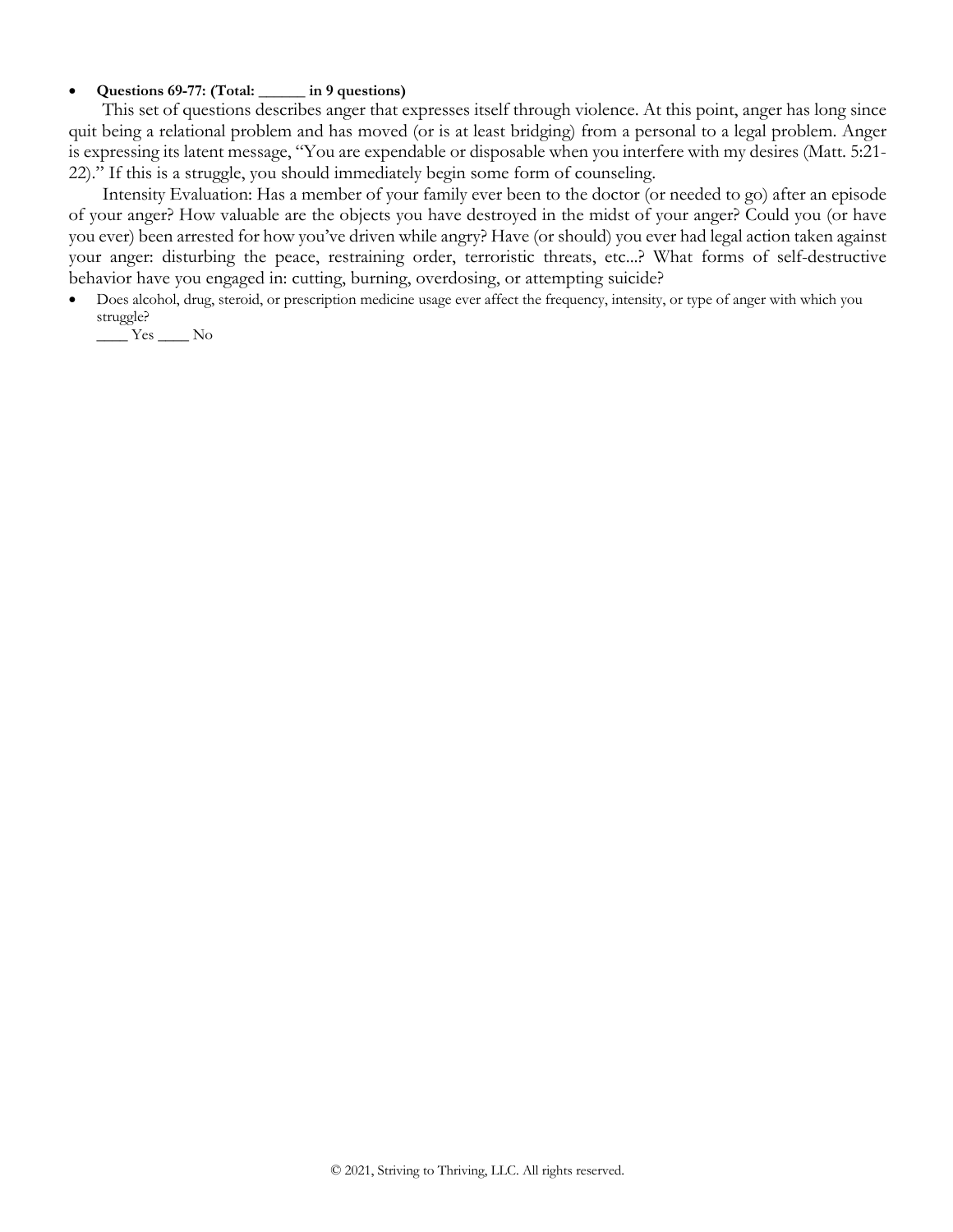- **Questions 69-77: (Total: ______ in 9 questions)**

  This set of questions describes anger that expresses itself through violence. At this point, anger has long since quit being a relational problem and has moved (or is at least bridging) from a personal to a legal problem. Anger is expressing its latent message, "You are expendable or disposable when you interfere with my desires (Matt. 5:21-22)." If this is a struggle, you should immediately begin some form of counseling.

  Intensity Evaluation: Has a member of your family ever been to the doctor (or needed to go) after an episode of your anger? How valuable are the objects you have destroyed in the midst of your anger? Could you (or have you ever) been arrested for how you've driven while angry? Have (or should) you ever had legal action taken against your anger: disturbing the peace, restraining order, terroristic threats, etc...? What forms of self-destructive behavior have you engaged in: cutting, burning, overdosing, or attempting suicide?

- Does alcohol, drug, steroid, or prescription medicine usage ever affect the frequency, intensity, or type of anger with which you struggle?

  ____ Yes ____ No

© 2021, Striving to Thriving, LLC. All rights reserved.